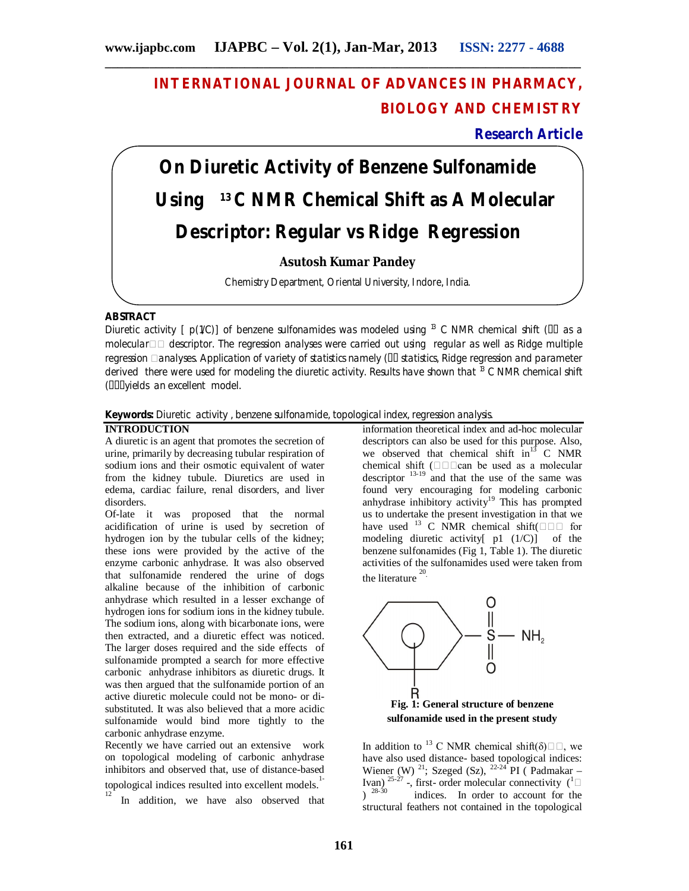# INTERNATIONAL JOURNAL OF ADVANCES IN PHARMACY, BIOLOGY AND CHEMISTRY

**Research Article**

# On Diuretic Activity of Benzene Sulfonamide Using $^{13}$C NMR Chemical Shift as A Molecular Descriptor: Regular vs Ridge Regression

**Asutosh Kumar Pandey**

Chemistry Department, Oriental University, Indore, India.

## ABSTRACT

Diuretic activity [ p(1/C)] of benzene sulfonamides was modeled using $^{13}$C NMR chemical shift ( as a molecular descriptor. The regression analyses were carried out using regular as well as Ridge multiple regression analyses. Application of variety of statistics namely ( statistics, Ridge regression and parameter derived there were used for modeling the diuretic activity. Results have shown that $^{13}$C NMR chemical shift ( yields an excellent model.

**Keywords:** Diuretic activity , benzene sulfonamide, topological index, regression analysis.

## INTRODUCTION

A diuretic is an agent that promotes the secretion of urine, primarily by decreasing tubular respiration of sodium ions and their osmotic equivalent of water from the kidney tubule. Diuretics are used in edema, cardiac failure, renal disorders, and liver disorders.

Of-late it was proposed that the normal acidification of urine is used by secretion of hydrogen ion by the tubular cells of the kidney; these ions were provided by the active of the enzyme carbonic anhydrase. It was also observed that sulfonamide rendered the urine of dogs alkaline because of the inhibition of carbonic anhydrase which resulted in a lesser exchange of hydrogen ions for sodium ions in the kidney tubule. The sodium ions, along with bicarbonate ions, were then extracted, and a diuretic effect was noticed. The larger doses required and the side effects of sulfonamide prompted a search for more effective carbonic anhydrase inhibitors as diuretic drugs. It was then argued that the sulfonamide portion of an active diuretic molecule could not be mono- or di-substituted. It was also believed that a more acidic sulfonamide would bind more tightly to the carbonic anhydrase enzyme.

Recently we have carried out an extensive work on topological modeling of carbonic anhydrase inhibitors and observed that, use of distance-based topological indices resulted into excellent models.[1-12] In addition, we have also observed that information theoretical index and ad-hoc molecular descriptors can also be used for this purpose. Also, we observed that chemical shift in $^{13}$C NMR chemical shift (can be used as a molecular descriptor [13-19] and that the use of the same was found very encouraging for modeling carbonic anhydrase inhibitory activity[19] This has prompted us to undertake the present investigation in that we have used $^{13}$C NMR chemical shift( for modeling diuretic activity[ p1 (1/C)] of the benzene sulfonamides (Fig 1, Table 1). The diuretic activities of the sulfonamides used were taken from the literature [20].

**Fig. 1: General structure of benzene sulfonamide used in the present study**

In addition to $^{13}$C NMR chemical shift($\delta$), we have also used distance- based topological indices: Wiener (W) [21]; Szeged (Sz), [22-24] PI ( Padmakar – Ivan) [25-27] -, first- order molecular connectivity ($^{1}\chi$) [28-30] indices. In order to account for the structural feathers not contained in the topological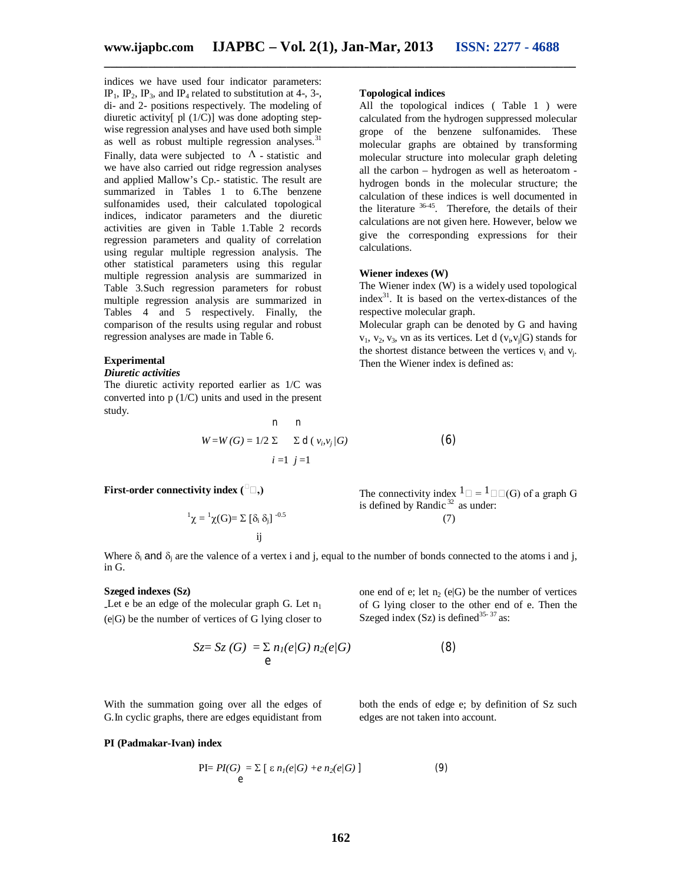indices we have used four indicator parameters: $IP_1$, $IP_2$, $IP_3$, and $IP_4$ related to substitution at 4-, 3-, di- and 2- positions respectively. The modeling of diuretic activity[ pl (1/C)] was done adopting step-wise regression analyses and have used both simple as well as robust multiple regression analyses.[31] Finally, data were subjected to $\Lambda$ - statistic and we have also carried out ridge regression analyses and applied Mallow's Cp.- statistic. The result are summarized in Tables 1 to 6.The benzene sulfonamides used, their calculated topological indices, indicator parameters and the diuretic activities are given in Table 1.Table 2 records regression parameters and quality of correlation using regular multiple regression analysis. The other statistical parameters using this regular multiple regression analysis are summarized in Table 3.Such regression parameters for robust multiple regression analysis are summarized in Tables 4 and 5 respectively. Finally, the comparison of the results using regular and robust regression analyses are made in Table 6.

## Experimental

### *Diuretic activities*

The diuretic activity reported earlier as 1/C was converted into p (1/C) units and used in the present study.

### Topological indices

All the topological indices ( Table 1 ) were calculated from the hydrogen suppressed molecular grope of the benzene sulfonamides. These molecular graphs are obtained by transforming molecular structure into molecular graph deleting all the carbon – hydrogen as well as heteroatom - hydrogen bonds in the molecular structure; the calculation of these indices is well documented in the literature [36-45]. Therefore, the details of their calculations are not given here. However, below we give the corresponding expressions for their calculations.

### Wiener indexes (W)

The Wiener index (W) is a widely used topological index[31]. It is based on the vertex-distances of the respective molecular graph.

Molecular graph can be denoted by G and having $v_1$, $v_2$, $v_3$, vn as its vertices. Let d $(v_i, v_j|G)$ stands for the shortest distance between the vertices $v_i$ and $v_j$. Then the Wiener index is defined as:

$$W = W(G) = 1/2 \sum_{i=1}^{n} \sum_{j=1}^{n} d(v_i, v_j|G) \qquad (6)$$

### First-order connectivity index ($^1\chi$)

The connectivity index $^1\chi = {}^1\chi(G)$ of a graph G is defined by Randic[32] as under:

$$^1\chi = {}^1\chi(G) = \sum_{ij} [\delta_i \, \delta_j]^{-0.5} \qquad (7)$$

Where $\delta_i$ and $\delta_j$ are the valence of a vertex i and j, equal to the number of bonds connected to the atoms i and j, in G.

### Szeged indexes (Sz)

Let e be an edge of the molecular graph G. Let $n_1(e|G)$ be the number of vertices of G lying closer to one end of e; let $n_2(e|G)$ be the number of vertices of G lying closer to the other end of e. Then the Szeged index (Sz) is defined[35-37] as:

$$Sz = Sz(G) = \sum_{e} n_1(e|G)\, n_2(e|G) \qquad (8)$$

With the summation going over all the edges of G.In cyclic graphs, there are edges equidistant from both the ends of edge e; by definition of Sz such edges are not taken into account.

### PI (Padmakar-Ivan) index

$$PI = PI(G) = \sum_{e} [\, \varepsilon\, n_1(e|G) + e\, n_2(e|G)\,] \qquad (9)$$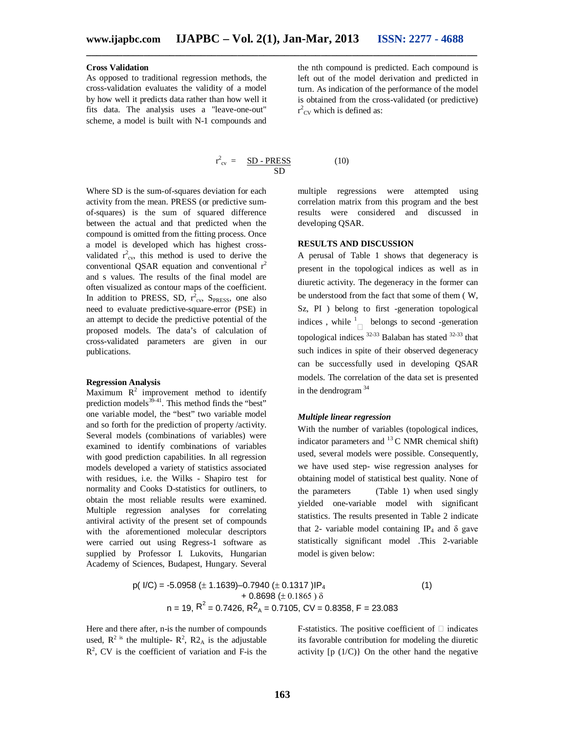### Cross Validation

As opposed to traditional regression methods, the cross-validation evaluates the validity of a model by how well it predicts data rather than how well it fits data. The analysis uses a "leave-one-out" scheme, a model is built with N-1 compounds and the nth compound is predicted. Each compound is left out of the model derivation and predicted in turn. As indication of the performance of the model is obtained from the cross-validated (or predictive) $r^2_{CV}$ which is defined as:

$$r^2_{cv} = \frac{SD - PRESS}{SD} \qquad (10)$$

Where SD is the sum-of-squares deviation for each activity from the mean. PRESS (or predictive sum-of-squares) is the sum of squared difference between the actual and that predicted when the compound is omitted from the fitting process. Once a model is developed which has highest cross-validated $r^2_{cv}$, this method is used to derive the conventional QSAR equation and conventional $r^2$ and s values. The results of the final model are often visualized as contour maps of the coefficient. In addition to PRESS, SD, $r^2_{cv}$, $S_{PRESS}$, one also need to evaluate predictive-square-error (PSE) in an attempt to decide the predictive potential of the proposed models. The data's of calculation of cross-validated parameters are given in our publications.

### Regression Analysis

Maximum $R^2$ improvement method to identify prediction models[39-41]. This method finds the "best" one variable model, the "best" two variable model and so forth for the prediction of property /activity. Several models (combinations of variables) were examined to identify combinations of variables with good prediction capabilities. In all regression models developed a variety of statistics associated with residues, i.e. the Wilks - Shapiro test for normality and Cooks D-statistics for outliners, to obtain the most reliable results were examined. Multiple regression analyses for correlating antiviral activity of the present set of compounds with the aforementioned molecular descriptors were carried out using Regress-1 software as supplied by Professor I. Lukovits, Hungarian Academy of Sciences, Budapest, Hungary. Several multiple regressions were attempted using correlation matrix from this program and the best results were considered and discussed in developing QSAR.

## RESULTS AND DISCUSSION

A perusal of Table 1 shows that degeneracy is present in the topological indices as well as in diuretic activity. The degeneracy in the former can be understood from the fact that some of them ( W, Sz, PI ) belong to first -generation topological indices , while $^1\chi$ belongs to second -generation topological indices [32-33] Balaban has stated [32-33] that such indices in spite of their observed degeneracy can be successfully used in developing QSAR models. The correlation of the data set is presented in the dendrogram [34]

### *Multiple linear regression*

With the number of variables (topological indices, indicator parameters and $^{13}$C NMR chemical shift) used, several models were possible. Consequently, we have used step- wise regression analyses for obtaining model of statistical best quality. None of the parameters (Table 1) when used singly yielded one-variable model with significant statistics. The results presented in Table 2 indicate that 2- variable model containing $IP_4$ and $\delta$ gave statistically significant model .This 2-variable model is given below:

$$p(I/C) = -5.0958\ (\pm 1.1639) - 0.7940\ (\pm 0.1317)\ IP_4 + 0.8698\ (\pm 0.1865)\ \delta \qquad (1)$$

$$n = 19,\ R^2 = 0.7426,\ R2_A = 0.7105,\ CV = 0.8358,\ F = 23.083$$

Here and there after, n-is the number of compounds used, $R^2$ is the multiple- $R^2$, $R2_A$ is the adjustable $R^2$, CV is the coefficient of variation and F-is the F-statistics. The positive coefficient of $\delta$ indicates its favorable contribution for modeling the diuretic activity [p (1/C)} On the other hand the negative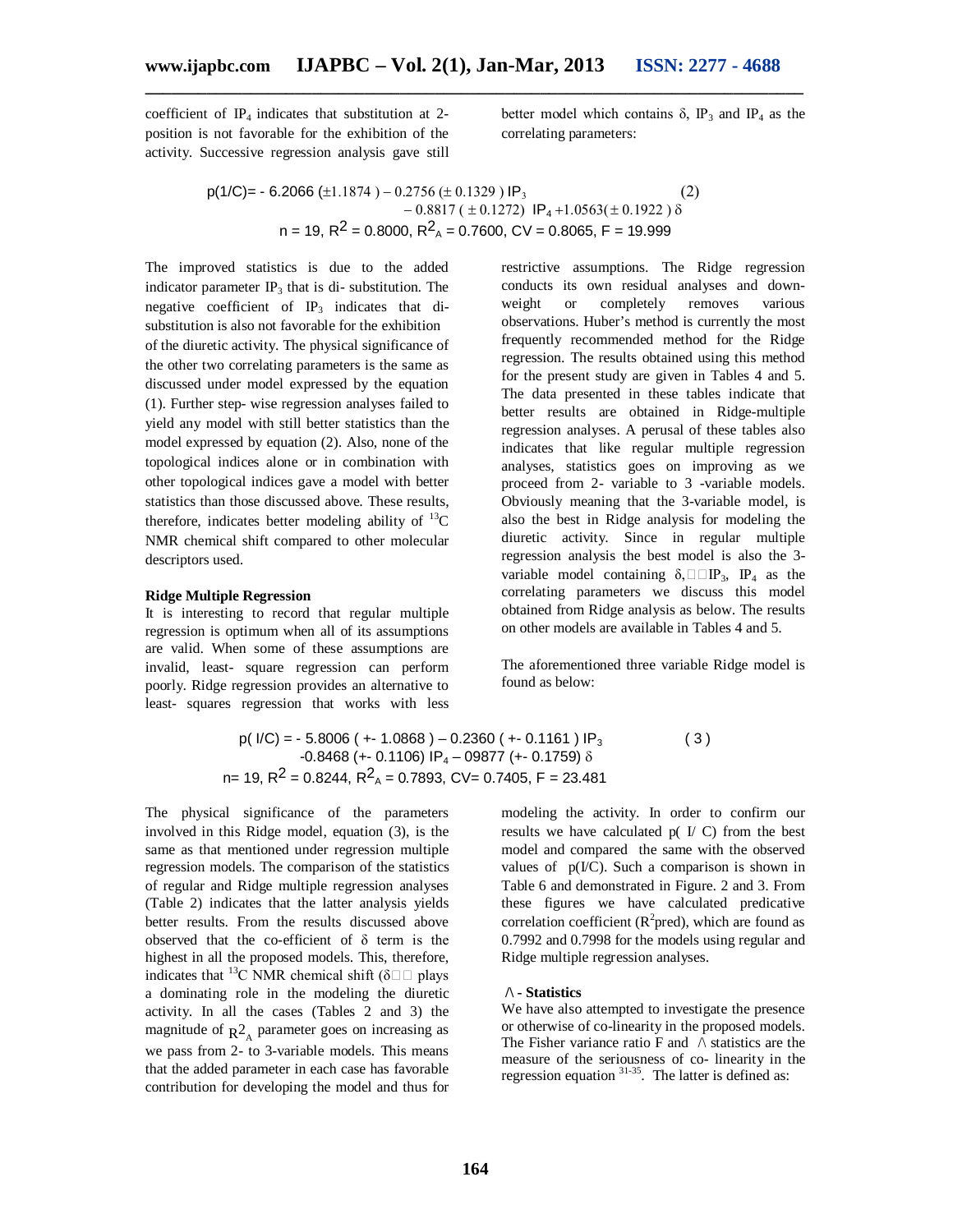coefficient of $IP_4$ indicates that substitution at 2-position is not favorable for the exhibition of the activity. Successive regression analysis gave still better model which contains $\delta$, $IP_3$ and $IP_4$ as the correlating parameters:

$$p(1/C) = -6.2066 (\pm 1.1874) - 0.2756 (\pm 0.1329)\, IP_3 - 0.8817 (\pm 0.1272)\, IP_4 + 1.0563 (\pm 0.1922)\, \delta \quad (2)$$

$$n = 19,\ R^2 = 0.8000,\ R^2_A = 0.7600,\ CV = 0.8065,\ F = 19.999$$

The improved statistics is due to the added indicator parameter $IP_3$ that is di- substitution. The negative coefficient of $IP_3$ indicates that di-substitution is also not favorable for the exhibition of the diuretic activity. The physical significance of the other two correlating parameters is the same as discussed under model expressed by the equation (1). Further step- wise regression analyses failed to yield any model with still better statistics than the model expressed by equation (2). Also, none of the topological indices alone or in combination with other topological indices gave a model with better statistics than those discussed above. These results, therefore, indicates better modeling ability of $^{13}C$ NMR chemical shift compared to other molecular descriptors used.

**Ridge Multiple Regression**

It is interesting to record that regular multiple regression is optimum when all of its assumptions are valid. When some of these assumptions are invalid, least- square regression can perform poorly. Ridge regression provides an alternative to least- squares regression that works with less restrictive assumptions. The Ridge regression conducts its own residual analyses and down-weight or completely removes various observations. Huber's method is currently the most frequently recommended method for the Ridge regression. The results obtained using this method for the present study are given in Tables 4 and 5. The data presented in these tables indicate that better results are obtained in Ridge-multiple regression analyses. A perusal of these tables also indicates that like regular multiple regression analyses, statistics goes on improving as we proceed from 2- variable to 3 -variable models. Obviously meaning that the 3-variable model, is also the best in Ridge analysis for modeling the diuretic activity. Since in regular multiple regression analysis the best model is also the 3-variable model containing $\delta$, $IP_3$, $IP_4$ as the correlating parameters we discuss this model obtained from Ridge analysis as below. The results on other models are available in Tables 4 and 5.

The aforementioned three variable Ridge model is found as below:

$$p(I/C) = -5.8006 (+\!- 1.0868) - 0.2360 (+\!- 0.1161)\, IP_3 - 0.8468 (+\!- 0.1106)\, IP_4 - 09877 (+\!- 0.1759)\, \delta \quad (3)$$

$$n = 19,\ R^2 = 0.8244,\ R^2_A = 0.7893,\ CV = 0.7405,\ F = 23.481$$

The physical significance of the parameters involved in this Ridge model, equation (3), is the same as that mentioned under regression multiple regression models. The comparison of the statistics of regular and Ridge multiple regression analyses (Table 2) indicates that the latter analysis yields better results. From the results discussed above observed that the co-efficient of $\delta$ term is the highest in all the proposed models. This, therefore, indicates that $^{13}C$ NMR chemical shift ($\delta$) plays a dominating role in the modeling the diuretic activity. In all the cases (Tables 2 and 3) the magnitude of $R^2_A$ parameter goes on increasing as we pass from 2- to 3-variable models. This means that the added parameter in each case has favorable contribution for developing the model and thus for modeling the activity. In order to confirm our results we have calculated p( I/ C) from the best model and compared the same with the observed values of p(I/C). Such a comparison is shown in Table 6 and demonstrated in Figure. 2 and 3. From these figures we have calculated predicative correlation coefficient ($R^2$pred), which are found as 0.7992 and 0.7998 for the models using regular and Ridge multiple regression analyses.

**/\ - Statistics**

We have also attempted to investigate the presence or otherwise of co-linearity in the proposed models. The Fisher variance ratio F and /\ statistics are the measure of the seriousness of co- linearity in the regression equation [31-35]. The latter is defined as: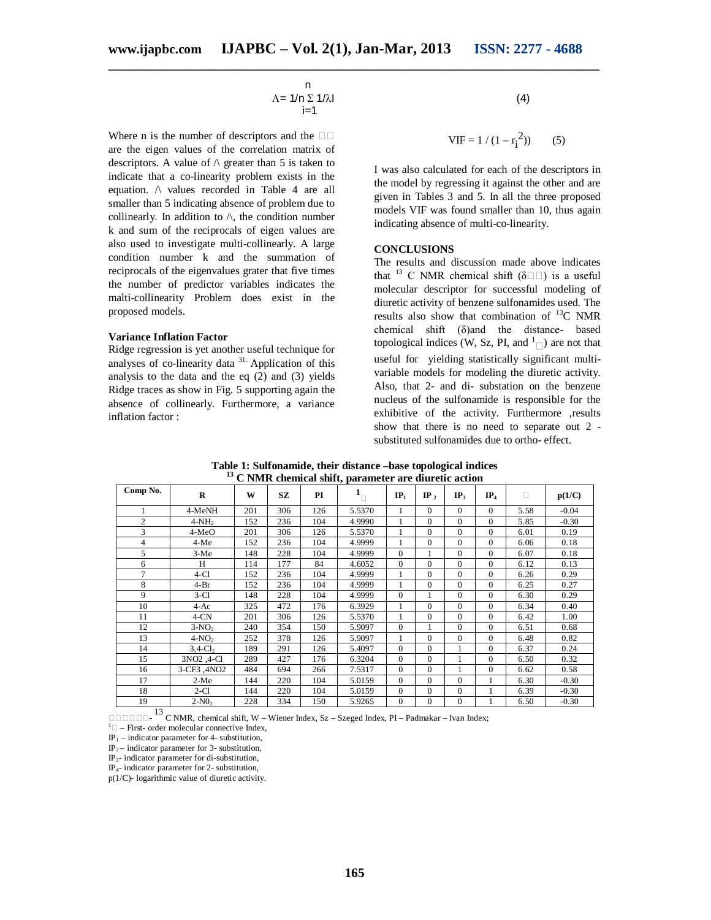$$\Lambda = 1/n \sum_{i=1}^{n} 1/\lambda I \qquad (4)$$

Where n is the number of descriptors and the □□ are the eigen values of the correlation matrix of descriptors. A value of /\ greater than 5 is taken to indicate that a co-linearity problem exists in the equation. /\ values recorded in Table 4 are all smaller than 5 indicating absence of problem due to collinearly. In addition to /\, the condition number k and sum of the reciprocals of eigen values are also used to investigate multi-collinearity. A large condition number k and the summation of reciprocals of the eigenvalues grater that five times the number of predictor variables indicates the malti-collinearity Problem does exist in the proposed models.

### Variance Inflation Factor

Ridge regression is yet another useful technique for analyses of co-linearity data [31]. Application of this analysis to the data and the eq (2) and (3) yields Ridge traces as show in Fig. 5 supporting again the absence of collinearly. Furthermore, a variance inflation factor :

$$VIF = 1 / (1 - r_i^2)) \qquad (5)$$

I was also calculated for each of the descriptors in the model by regressing it against the other and are given in Tables 3 and 5. In all the three proposed models VIF was found smaller than 10, thus again indicating absence of multi-co-linearity.

### CONCLUSIONS

The results and discussion made above indicates that [13] C NMR chemical shift (δ□□) is a useful molecular descriptor for successful modeling of diuretic activity of benzene sulfonamides used. The results also show that combination of $^{13}$C NMR chemical shift (δ)and the distance- based topological indices (W, Sz, PI, and $^{1}$□) are not that useful for yielding statistically significant multi-variable models for modeling the diuretic activity. Also, that 2- and di- substation on the benzene nucleus of the sulfonamide is responsible for the exhibitive of the activity. Furthermore ,results show that there is no need to separate out 2 - substituted sulfonamides due to ortho- effect.

**Table 1: Sulfonamide, their distance –base topological indices [13] C NMR chemical shift, parameter are diuretic action**

| Comp No. | R | W | SZ | PI | $^{1}$□ | $IP_1$ | $IP_2$ | $IP_3$ | $IP_4$ | □ | p(1/C) |
|---|---|---|---|---|---|---|---|---|---|---|---|
| 1 | 4-MeNH | 201 | 306 | 126 | 5.5370 | 1 | 0 | 0 | 0 | 5.58 | -0.04 |
| 2 | 4-$NH_2$ | 152 | 236 | 104 | 4.9990 | 1 | 0 | 0 | 0 | 5.85 | -0.30 |
| 3 | 4-MeO | 201 | 306 | 126 | 5.5370 | 1 | 0 | 0 | 0 | 6.01 | 0.19 |
| 4 | 4-Me | 152 | 236 | 104 | 4.9999 | 1 | 0 | 0 | 0 | 6.06 | 0.18 |
| 5 | 3-Me | 148 | 228 | 104 | 4.9999 | 0 | 1 | 0 | 0 | 6.07 | 0.18 |
| 6 | H | 114 | 177 | 84 | 4.6052 | 0 | 0 | 0 | 0 | 6.12 | 0.13 |
| 7 | 4-Cl | 152 | 236 | 104 | 4.9999 | 1 | 0 | 0 | 0 | 6.26 | 0.29 |
| 8 | 4-Br | 152 | 236 | 104 | 4.9999 | 1 | 0 | 0 | 0 | 6.25 | 0.27 |
| 9 | 3-Cl | 148 | 228 | 104 | 4.9999 | 0 | 1 | 0 | 0 | 6.30 | 0.29 |
| 10 | 4-Ac | 325 | 472 | 176 | 6.3929 | 1 | 0 | 0 | 0 | 6.34 | 0.40 |
| 11 | 4-CN | 201 | 306 | 126 | 5.5370 | 1 | 0 | 0 | 0 | 6.42 | 1.00 |
| 12 | 3-$NO_2$ | 240 | 354 | 150 | 5.9097 | 0 | 1 | 0 | 0 | 6.51 | 0.68 |
| 13 | 4-$NO_2$ | 252 | 378 | 126 | 5.9097 | 1 | 0 | 0 | 0 | 6.48 | 0.82 |
| 14 | 3,4-$Cl_2$ | 189 | 291 | 126 | 5.4097 | 0 | 0 | 1 | 0 | 6.37 | 0.24 |
| 15 | 3NO2 ,4-Cl | 289 | 427 | 176 | 6.3204 | 0 | 0 | 1 | 0 | 6.50 | 0.32 |
| 16 | 3-CF3 ,4NO2 | 484 | 694 | 266 | 7.5317 | 0 | 0 | 1 | 0 | 6.62 | 0.58 |
| 17 | 2-Me | 144 | 220 | 104 | 5.0159 | 0 | 0 | 0 | 1 | 6.30 | -0.30 |
| 18 | 2-Cl | 144 | 220 | 104 | 5.0159 | 0 | 0 | 0 | 1 | 6.39 | -0.30 |
| 19 | 2-$N0_2$ | 228 | 334 | 150 | 5.9265 | 0 | 0 | 0 | 1 | 6.50 | -0.30 |

□□□□□□- [13] C NMR, chemical shift, W – Wiener Index, Sz – Szeged Index, PI – Padmakar – Ivan Index;
$^{1}$□ – First- order molecular connective Index,
$IP_1$ – indicator parameter for 4- substitution,
$IP_2$ – indicator parameter for 3- substitution,
$IP_3$- indicator parameter for di-substitution,
$IP_4$- indicator parameter for 2- substitution,
p(1/C)- logarithmic value of diuretic activity.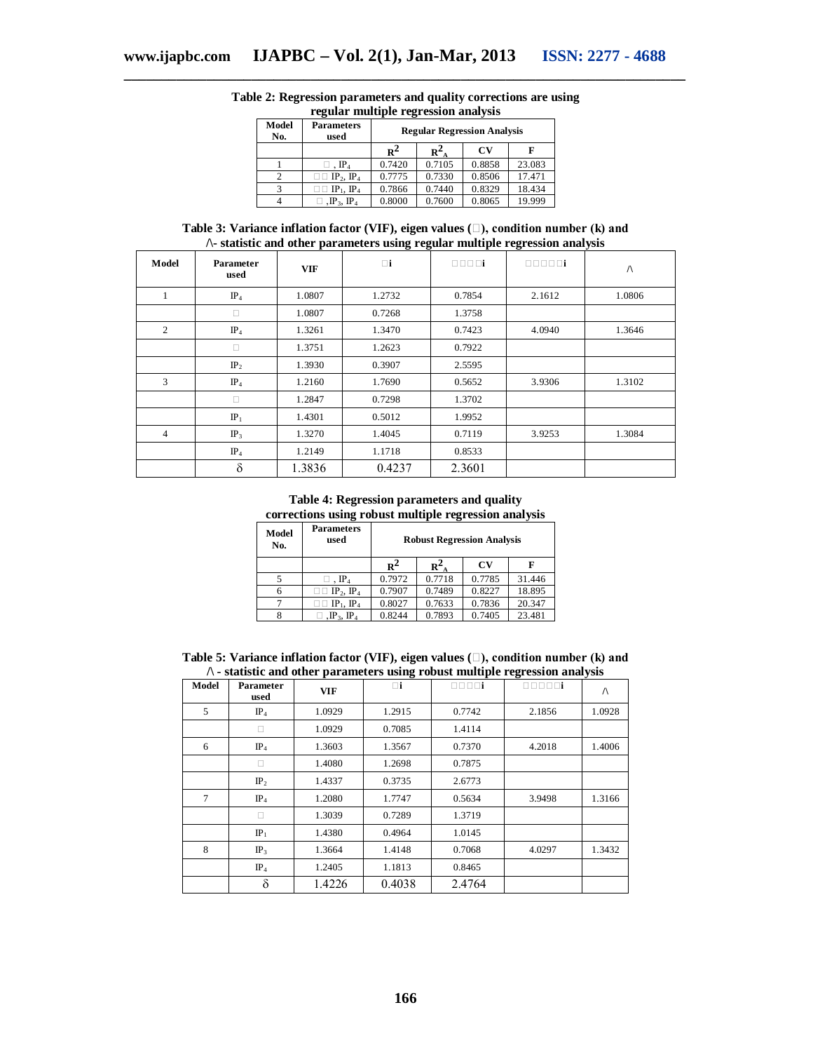**Table 2: Regression parameters and quality corrections are using regular multiple regression analysis**

| Model No. | Parameters used | Regular Regression Analysis | | | |
|---|---|---|---|---|---|
| | | $R^2$ | $R^2_A$ | CV | F |
| 1 | □ , $IP_4$ | 0.7420 | 0.7105 | 0.8858 | 23.083 |
| 2 | □□ $IP_2$, $IP_4$ | 0.7775 | 0.7330 | 0.8506 | 17.471 |
| 3 | □□ $IP_1$, $IP_4$ | 0.7866 | 0.7440 | 0.8329 | 18.434 |
| 4 | □ ,$IP_3$, $IP_4$ | 0.8000 | 0.7600 | 0.8065 | 19.999 |

**Table 3: Variance inflation factor (VIF), eigen values (□), condition number (k) and /\- statistic and other parameters using regular multiple regression analysis**

| Model | Parameter used | VIF | □i | □□□□i | □□□□□i | /\ |
|---|---|---|---|---|---|---|
| 1 | $IP_4$ | 1.0807 | 1.2732 | 0.7854 | 2.1612 | 1.0806 |
| | □ | 1.0807 | 0.7268 | 1.3758 | | |
| 2 | $IP_4$ | 1.3261 | 1.3470 | 0.7423 | 4.0940 | 1.3646 |
| | □ | 1.3751 | 1.2623 | 0.7922 | | |
| | $IP_2$ | 1.3930 | 0.3907 | 2.5595 | | |
| 3 | $IP_4$ | 1.2160 | 1.7690 | 0.5652 | 3.9306 | 1.3102 |
| | □ | 1.2847 | 0.7298 | 1.3702 | | |
| | $IP_1$ | 1.4301 | 0.5012 | 1.9952 | | |
| 4 | $IP_3$ | 1.3270 | 1.4045 | 0.7119 | 3.9253 | 1.3084 |
| | $IP_4$ | 1.2149 | 1.1718 | 0.8533 | | |
| | $\delta$ | 1.3836 | 0.4237 | 2.3601 | | |

**Table 4: Regression parameters and quality corrections using robust multiple regression analysis**

| Model No. | Parameters used | Robust Regression Analysis | | | |
|---|---|---|---|---|---|
| | | $R^2$ | $R^2_A$ | CV | F |
| 5 | □ , $IP_4$ | 0.7972 | 0.7718 | 0.7785 | 31.446 |
| 6 | □□ $IP_2$, $IP_4$ | 0.7907 | 0.7489 | 0.8227 | 18.895 |
| 7 | □□ $IP_1$, $IP_4$ | 0.8027 | 0.7633 | 0.7836 | 20.347 |
| 8 | □ ,$IP_3$, $IP_4$ | 0.8244 | 0.7893 | 0.7405 | 23.481 |

**Table 5: Variance inflation factor (VIF), eigen values (□), condition number (k) and /\ - statistic and other parameters using robust multiple regression analysis**

| Model | Parameter used | VIF | □i | □□□□i | □□□□□i | /\ |
|---|---|---|---|---|---|---|
| 5 | $IP_4$ | 1.0929 | 1.2915 | 0.7742 | 2.1856 | 1.0928 |
| | □ | 1.0929 | 0.7085 | 1.4114 | | |
| 6 | $IP_4$ | 1.3603 | 1.3567 | 0.7370 | 4.2018 | 1.4006 |
| | □ | 1.4080 | 1.2698 | 0.7875 | | |
| | $IP_2$ | 1.4337 | 0.3735 | 2.6773 | | |
| 7 | $IP_4$ | 1.2080 | 1.7747 | 0.5634 | 3.9498 | 1.3166 |
| | □ | 1.3039 | 0.7289 | 1.3719 | | |
| | $IP_1$ | 1.4380 | 0.4964 | 1.0145 | | |
| 8 | $IP_3$ | 1.3664 | 1.4148 | 0.7068 | 4.0297 | 1.3432 |
| | $IP_4$ | 1.2405 | 1.1813 | 0.8465 | | |
| | $\delta$ | 1.4226 | 0.4038 | 2.4764 | | |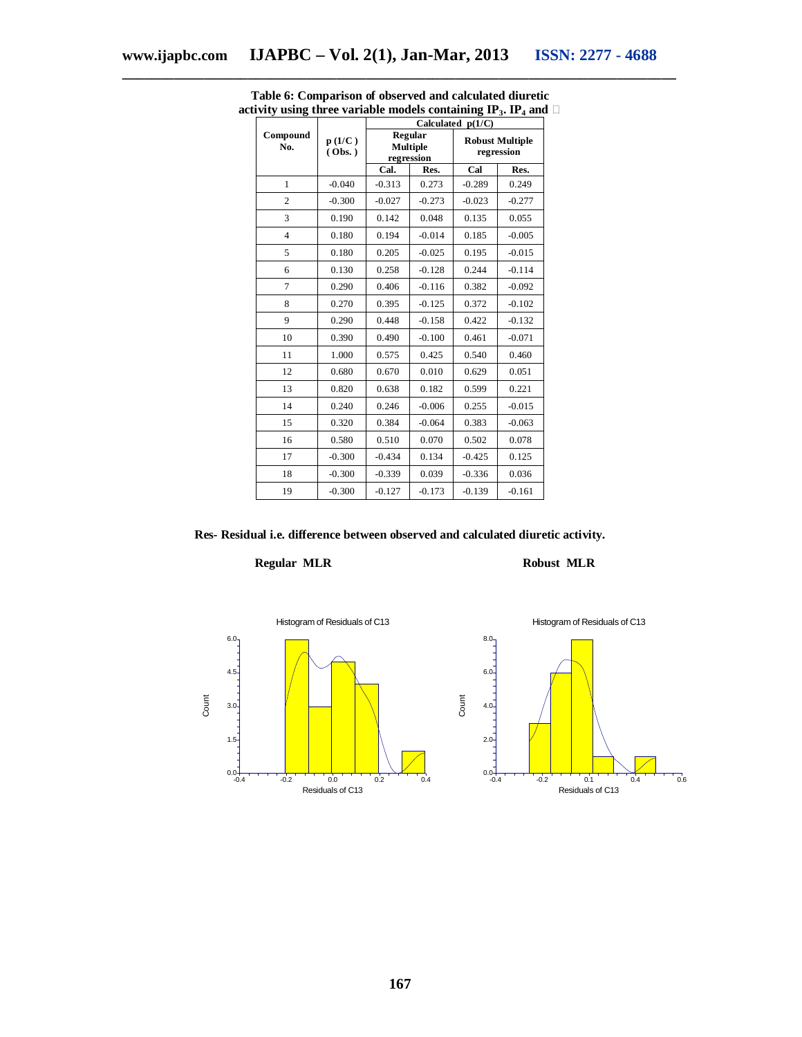**Table 6: Comparison of observed and calculated diuretic activity using three variable models containing $IP_3$. $IP_4$ and** □

| Compound No. | p (1/C ) ( Obs. ) | Calculated p(1/C) | | | |
|---|---|---|---|---|---|
| | | Regular Multiple regression | | Robust Multiple regression | |
| | | Cal. | Res. | Cal | Res. |
| 1 | -0.040 | -0.313 | 0.273 | -0.289 | 0.249 |
| 2 | -0.300 | -0.027 | -0.273 | -0.023 | -0.277 |
| 3 | 0.190 | 0.142 | 0.048 | 0.135 | 0.055 |
| 4 | 0.180 | 0.194 | -0.014 | 0.185 | -0.005 |
| 5 | 0.180 | 0.205 | -0.025 | 0.195 | -0.015 |
| 6 | 0.130 | 0.258 | -0.128 | 0.244 | -0.114 |
| 7 | 0.290 | 0.406 | -0.116 | 0.382 | -0.092 |
| 8 | 0.270 | 0.395 | -0.125 | 0.372 | -0.102 |
| 9 | 0.290 | 0.448 | -0.158 | 0.422 | -0.132 |
| 10 | 0.390 | 0.490 | -0.100 | 0.461 | -0.071 |
| 11 | 1.000 | 0.575 | 0.425 | 0.540 | 0.460 |
| 12 | 0.680 | 0.670 | 0.010 | 0.629 | 0.051 |
| 13 | 0.820 | 0.638 | 0.182 | 0.599 | 0.221 |
| 14 | 0.240 | 0.246 | -0.006 | 0.255 | -0.015 |
| 15 | 0.320 | 0.384 | -0.064 | 0.383 | -0.063 |
| 16 | 0.580 | 0.510 | 0.070 | 0.502 | 0.078 |
| 17 | -0.300 | -0.434 | 0.134 | -0.425 | 0.125 |
| 18 | -0.300 | -0.339 | 0.039 | -0.336 | 0.036 |
| 19 | -0.300 | -0.127 | -0.173 | -0.139 | -0.161 |

**Res- Residual i.e. difference between observed and calculated diuretic activity.**

**Regular MLR** **Robust MLR**

Histogram of Residuals of C13

Histogram of Residuals of C13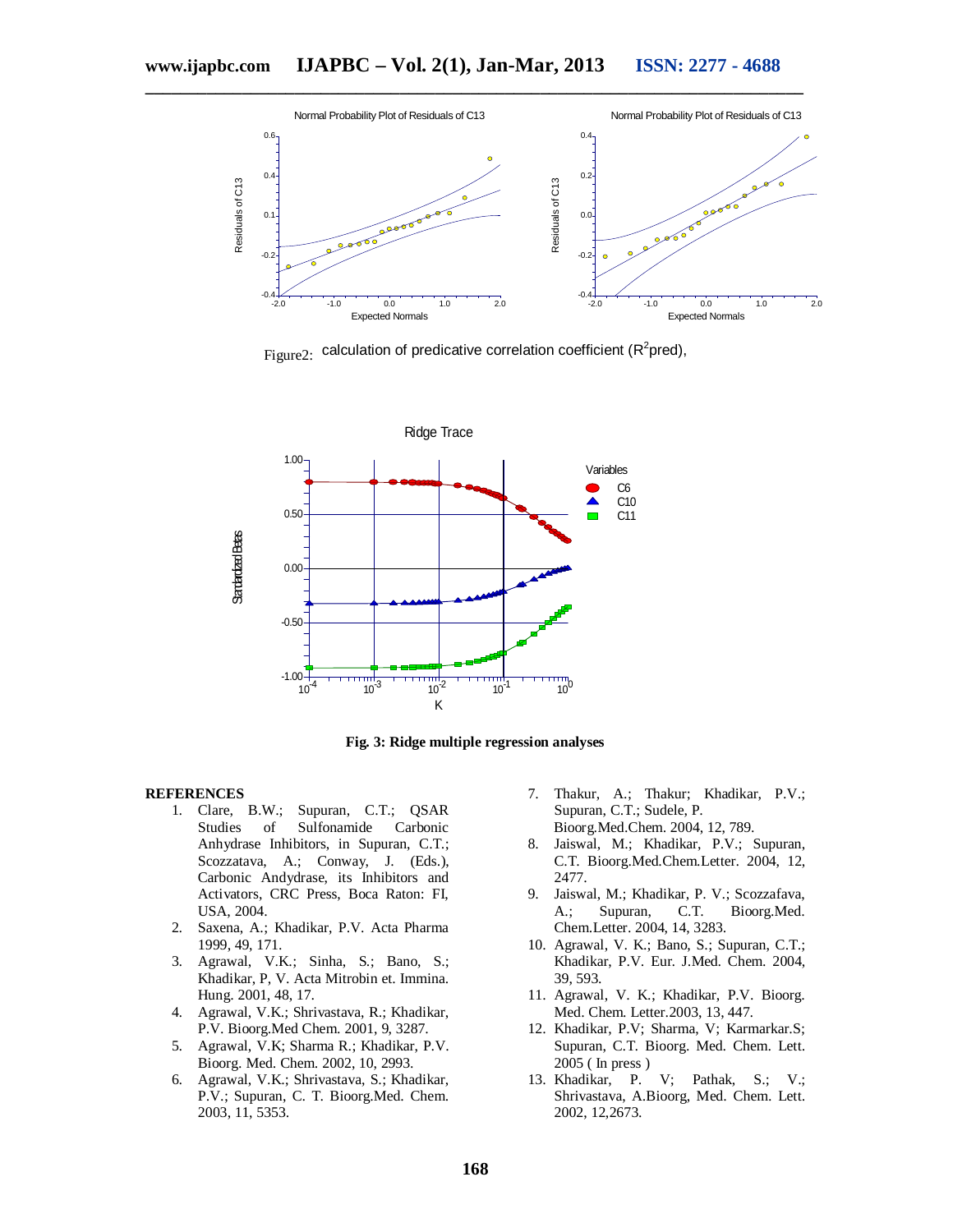Figure2: calculation of predicative correlation coefficient ($R^2$pred),

**Fig. 3: Ridge multiple regression analyses**

## REFERENCES

1. Clare, B.W.; Supuran, C.T.; QSAR Studies of Sulfonamide Carbonic Anhydrase Inhibitors, in Supuran, C.T.; Scozzatava, A.; Conway, J. (Eds.), Carbonic Andydrase, its Inhibitors and Activators, CRC Press, Boca Raton: FI, USA, 2004.
2. Saxena, A.; Khadikar, P.V. Acta Pharma 1999, 49, 171.
3. Agrawal, V.K.; Sinha, S.; Bano, S.; Khadikar, P, V. Acta Mitrobin et. Immina. Hung. 2001, 48, 17.
4. Agrawal, V.K.; Shrivastava, R.; Khadikar, P.V. Bioorg.Med Chem. 2001, 9, 3287.
5. Agrawal, V.K; Sharma R.; Khadikar, P.V. Bioorg. Med. Chem. 2002, 10, 2993.
6. Agrawal, V.K.; Shrivastava, S.; Khadikar, P.V.; Supuran, C. T. Bioorg.Med. Chem. 2003, 11, 5353.
7. Thakur, A.; Thakur; Khadikar, P.V.; Supuran, C.T.; Sudele, P. Bioorg.Med.Chem. 2004, 12, 789.
8. Jaiswal, M.; Khadikar, P.V.; Supuran, C.T. Bioorg.Med.Chem.Letter. 2004, 12, 2477.
9. Jaiswal, M.; Khadikar, P. V.; Scozzafava, A.; Supuran, C.T. Bioorg.Med. Chem.Letter. 2004, 14, 3283.
10. Agrawal, V. K.; Bano, S.; Supuran, C.T.; Khadikar, P.V. Eur. J.Med. Chem. 2004, 39, 593.
11. Agrawal, V. K.; Khadikar, P.V. Bioorg. Med. Chem. Letter.2003, 13, 447.
12. Khadikar, P.V; Sharma, V; Karmarkar.S; Supuran, C.T. Bioorg. Med. Chem. Lett. 2005 ( In press )
13. Khadikar, P. V; Pathak, S.; V.; Shrivastava, A.Bioorg, Med. Chem. Lett. 2002, 12,2673.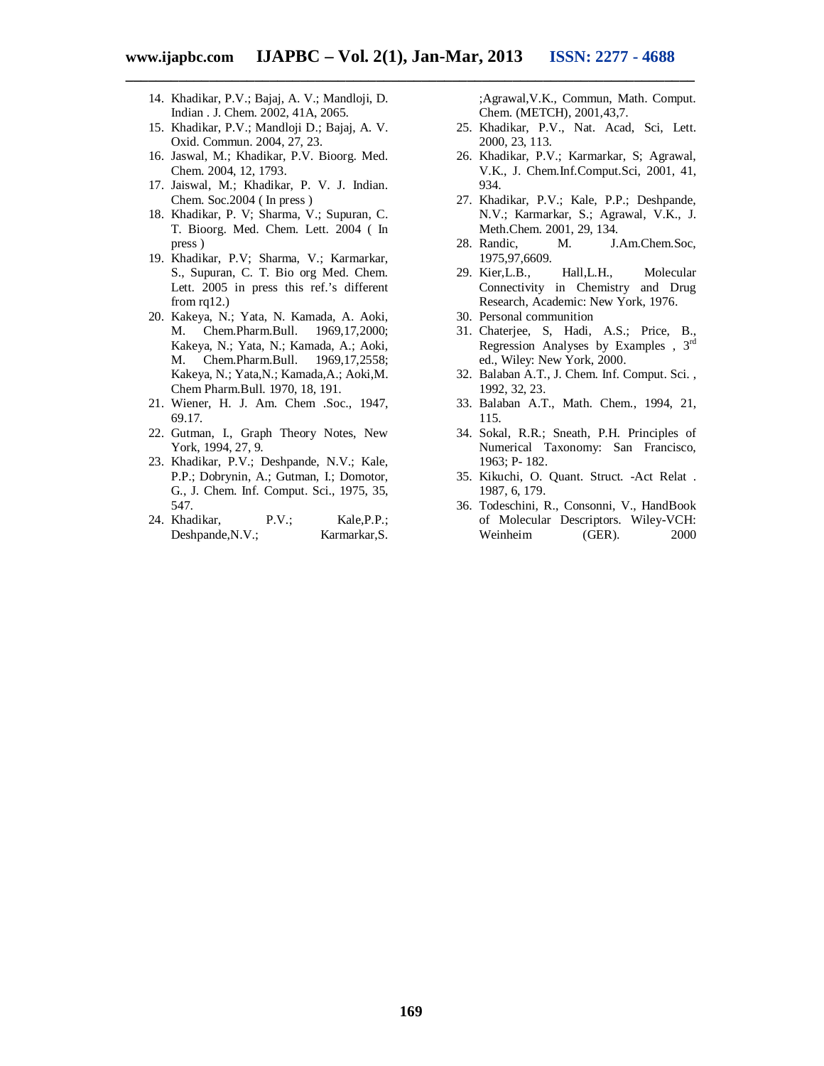14. Khadikar, P.V.; Bajaj, A. V.; Mandloji, D. Indian . J. Chem. 2002, 41A, 2065.
15. Khadikar, P.V.; Mandloji D.; Bajaj, A. V. Oxid. Commun. 2004, 27, 23.
16. Jaswal, M.; Khadikar, P.V. Bioorg. Med. Chem. 2004, 12, 1793.
17. Jaiswal, M.; Khadikar, P. V. J. Indian. Chem. Soc.2004 ( In press )
18. Khadikar, P. V; Sharma, V.; Supuran, C. T. Bioorg. Med. Chem. Lett. 2004 ( In press )
19. Khadikar, P.V; Sharma, V.; Karmarkar, S., Supuran, C. T. Bio org Med. Chem. Lett. 2005 in press this ref.'s different from rq12.)
20. Kakeya, N.; Yata, N. Kamada, A. Aoki, M. Chem.Pharm.Bull. 1969,17,2000; Kakeya, N.; Yata, N.; Kamada, A.; Aoki, M. Chem.Pharm.Bull. 1969,17,2558; Kakeya, N.; Yata,N.; Kamada,A.; Aoki,M. Chem Pharm.Bull. 1970, 18, 191.
21. Wiener, H. J. Am. Chem .Soc., 1947, 69.17.
22. Gutman, I., Graph Theory Notes, New York, 1994, 27, 9.
23. Khadikar, P.V.; Deshpande, N.V.; Kale, P.P.; Dobrynin, A.; Gutman, I.; Domotor, G., J. Chem. Inf. Comput. Sci., 1975, 35, 547.
24. Khadikar, P.V.; Kale,P.P.; Deshpande,N.V.; Karmarkar,S. ;Agrawal,V.K., Commun, Math. Comput. Chem. (METCH), 2001,43,7.
25. Khadikar, P.V., Nat. Acad, Sci, Lett. 2000, 23, 113.
26. Khadikar, P.V.; Karmarkar, S; Agrawal, V.K., J. Chem.Inf.Comput.Sci, 2001, 41, 934.
27. Khadikar, P.V.; Kale, P.P.; Deshpande, N.V.; Karmarkar, S.; Agrawal, V.K., J. Meth.Chem. 2001, 29, 134.
28. Randic, M. J.Am.Chem.Soc, 1975,97,6609.
29. Kier,L.B., Hall,L.H., Molecular Connectivity in Chemistry and Drug Research, Academic: New York, 1976.
30. Personal communition
31. Chaterjee, S, Hadi, A.S.; Price, B., Regression Analyses by Examples , 3rd ed., Wiley: New York, 2000.
32. Balaban A.T., J. Chem. Inf. Comput. Sci. , 1992, 32, 23.
33. Balaban A.T., Math. Chem., 1994, 21, 115.
34. Sokal, R.R.; Sneath, P.H. Principles of Numerical Taxonomy: San Francisco, 1963; P- 182.
35. Kikuchi, O. Quant. Struct. -Act Relat . 1987, 6, 179.
36. Todeschini, R., Consonni, V., HandBook of Molecular Descriptors. Wiley-VCH: Weinheim (GER). 2000